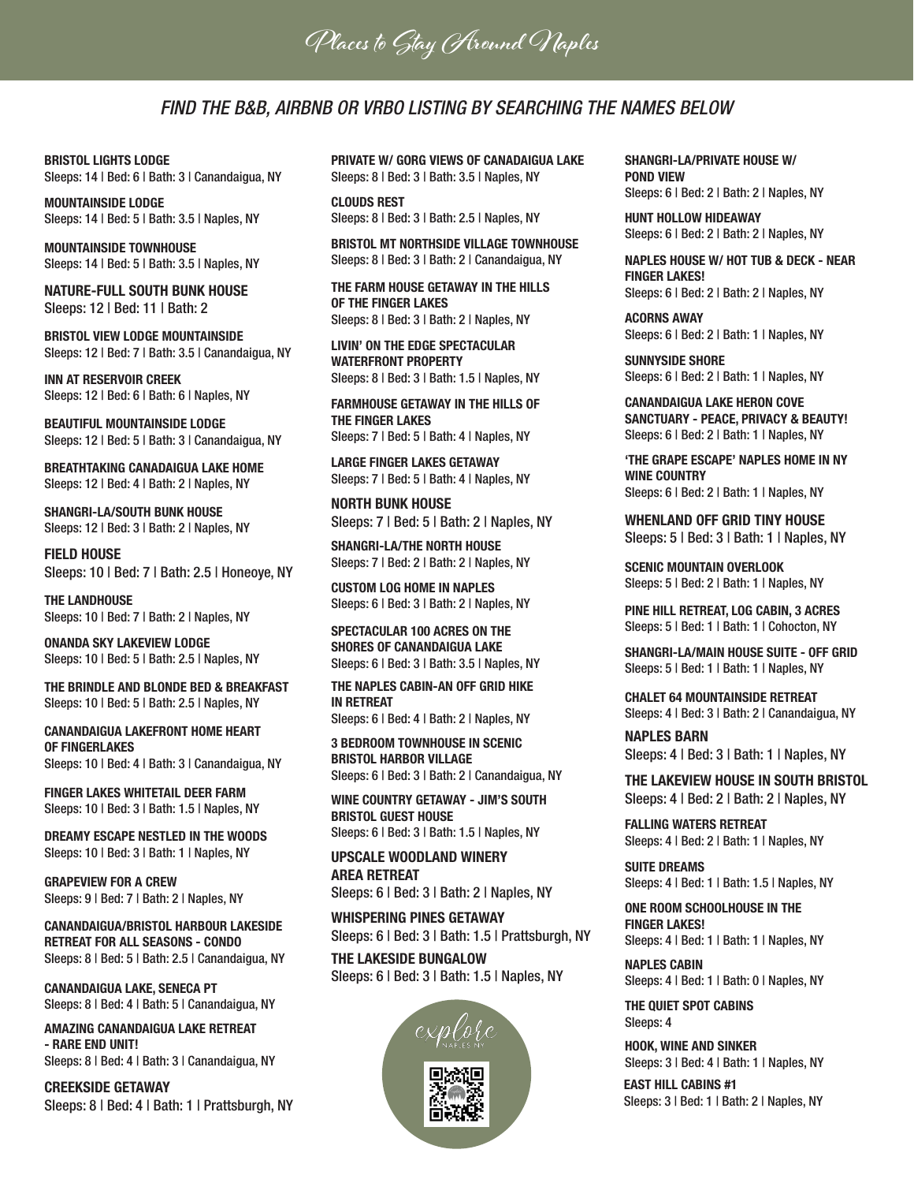# Places to Stay Around Naples

*FIND THE B&B, AIRBNB OR VRBO LISTING BY SEARCHING THE NAMES BELOW*

**BRISTOL LIGHTS LODGE**
Sleeps: 14 | Bed: 6 | Bath: 3 | Canandaigua, NY

**MOUNTAINSIDE LODGE**
Sleeps: 14 | Bed: 5 | Bath: 3.5 | Naples, NY

**MOUNTAINSIDE TOWNHOUSE**
Sleeps: 14 | Bed: 5 | Bath: 3.5 | Naples, NY

**NATURE-FULL SOUTH BUNK HOUSE**
Sleeps: 12 | Bed: 11 | Bath: 2

**BRISTOL VIEW LODGE MOUNTAINSIDE**
Sleeps: 12 | Bed: 7 | Bath: 3.5 | Canandaigua, NY

**INN AT RESERVOIR CREEK**
Sleeps: 12 | Bed: 6 | Bath: 6 | Naples, NY

**BEAUTIFUL MOUNTAINSIDE LODGE**
Sleeps: 12 | Bed: 5 | Bath: 3 | Canandaigua, NY

**BREATHTAKING CANADAIGUA LAKE HOME**
Sleeps: 12 | Bed: 4 | Bath: 2 | Naples, NY

**SHANGRI-LA/SOUTH BUNK HOUSE**
Sleeps: 12 | Bed: 3 | Bath: 2 | Naples, NY

**FIELD HOUSE**
Sleeps: 10 | Bed: 7 | Bath: 2.5 | Honeoye, NY

**THE LANDHOUSE**
Sleeps: 10 | Bed: 7 | Bath: 2 | Naples, NY

**ONANDA SKY LAKEVIEW LODGE**
Sleeps: 10 | Bed: 5 | Bath: 2.5 | Naples, NY

**THE BRINDLE AND BLONDE BED & BREAKFAST**
Sleeps: 10 | Bed: 5 | Bath: 2.5 | Naples, NY

**CANANDAIGUA LAKEFRONT HOME HEART OF FINGERLAKES**
Sleeps: 10 | Bed: 4 | Bath: 3 | Canandaigua, NY

**FINGER LAKES WHITETAIL DEER FARM**
Sleeps: 10 | Bed: 3 | Bath: 1.5 | Naples, NY

**DREAMY ESCAPE NESTLED IN THE WOODS**
Sleeps: 10 | Bed: 3 | Bath: 1 | Naples, NY

**GRAPEVIEW FOR A CREW**
Sleeps: 9 | Bed: 7 | Bath: 2 | Naples, NY

**CANANDAIGUA/BRISTOL HARBOUR LAKESIDE RETREAT FOR ALL SEASONS - CONDO**
Sleeps: 8 | Bed: 5 | Bath: 2.5 | Canandaigua, NY

**CANANDAIGUA LAKE, SENECA PT**
Sleeps: 8 | Bed: 4 | Bath: 5 | Canandaigua, NY

**AMAZING CANANDAIGUA LAKE RETREAT - RARE END UNIT!**
Sleeps: 8 | Bed: 4 | Bath: 3 | Canandaigua, NY

**CREEKSIDE GETAWAY**
Sleeps: 8 | Bed: 4 | Bath: 1 | Prattsburgh, NY

**PRIVATE W/ GORG VIEWS OF CANADAIGUA LAKE**
Sleeps: 8 | Bed: 3 | Bath: 3.5 | Naples, NY

**CLOUDS REST**
Sleeps: 8 | Bed: 3 | Bath: 2.5 | Naples, NY

**BRISTOL MT NORTHSIDE VILLAGE TOWNHOUSE**
Sleeps: 8 | Bed: 3 | Bath: 2 | Canandaigua, NY

**THE FARM HOUSE GETAWAY IN THE HILLS OF THE FINGER LAKES**
Sleeps: 8 | Bed: 3 | Bath: 2 | Naples, NY

**LIVIN' ON THE EDGE SPECTACULAR WATERFRONT PROPERTY**
Sleeps: 8 | Bed: 3 | Bath: 1.5 | Naples, NY

**FARMHOUSE GETAWAY IN THE HILLS OF THE FINGER LAKES**
Sleeps: 7 | Bed: 5 | Bath: 4 | Naples, NY

**LARGE FINGER LAKES GETAWAY**
Sleeps: 7 | Bed: 5 | Bath: 4 | Naples, NY

**NORTH BUNK HOUSE**
Sleeps: 7 | Bed: 5 | Bath: 2 | Naples, NY

**SHANGRI-LA/THE NORTH HOUSE**
Sleeps: 7 | Bed: 2 | Bath: 2 | Naples, NY

**CUSTOM LOG HOME IN NAPLES**
Sleeps: 6 | Bed: 3 | Bath: 2 | Naples, NY

**SPECTACULAR 100 ACRES ON THE SHORES OF CANANDAIGUA LAKE**
Sleeps: 6 | Bed: 3 | Bath: 3.5 | Naples, NY

**THE NAPLES CABIN-AN OFF GRID HIKE IN RETREAT**
Sleeps: 6 | Bed: 4 | Bath: 2 | Naples, NY

**3 BEDROOM TOWNHOUSE IN SCENIC BRISTOL HARBOR VILLAGE**
Sleeps: 6 | Bed: 3 | Bath: 2 | Canandaigua, NY

**WINE COUNTRY GETAWAY - JIM'S SOUTH BRISTOL GUEST HOUSE**
Sleeps: 6 | Bed: 3 | Bath: 1.5 | Naples, NY

**UPSCALE WOODLAND WINERY AREA RETREAT**
Sleeps: 6 | Bed: 3 | Bath: 2 | Naples, NY

**WHISPERING PINES GETAWAY**
Sleeps: 6 | Bed: 3 | Bath: 1.5 | Prattsburgh, NY

**THE LAKESIDE BUNGALOW**
Sleeps: 6 | Bed: 3 | Bath: 1.5 | Naples, NY

explore
NAPLES NY

**SHANGRI-LA/PRIVATE HOUSE W/ POND VIEW**
Sleeps: 6 | Bed: 2 | Bath: 2 | Naples, NY

**HUNT HOLLOW HIDEAWAY**
Sleeps: 6 | Bed: 2 | Bath: 2 | Naples, NY

**NAPLES HOUSE W/ HOT TUB & DECK - NEAR FINGER LAKES!**
Sleeps: 6 | Bed: 2 | Bath: 2 | Naples, NY

**ACORNS AWAY**
Sleeps: 6 | Bed: 2 | Bath: 1 | Naples, NY

**SUNNYSIDE SHORE**
Sleeps: 6 | Bed: 2 | Bath: 1 | Naples, NY

**CANANDAIGUA LAKE HERON COVE SANCTUARY - PEACE, PRIVACY & BEAUTY!**
Sleeps: 6 | Bed: 2 | Bath: 1 | Naples, NY

**'THE GRAPE ESCAPE' NAPLES HOME IN NY WINE COUNTRY**
Sleeps: 6 | Bed: 2 | Bath: 1 | Naples, NY

**WHENLAND OFF GRID TINY HOUSE**
Sleeps: 5 | Bed: 3 | Bath: 1 | Naples, NY

**SCENIC MOUNTAIN OVERLOOK**
Sleeps: 5 | Bed: 2 | Bath: 1 | Naples, NY

**PINE HILL RETREAT, LOG CABIN, 3 ACRES**
Sleeps: 5 | Bed: 1 | Bath: 1 | Cohocton, NY

**SHANGRI-LA/MAIN HOUSE SUITE - OFF GRID**
Sleeps: 5 | Bed: 1 | Bath: 1 | Naples, NY

**CHALET 64 MOUNTAINSIDE RETREAT**
Sleeps: 4 | Bed: 3 | Bath: 2 | Canandaigua, NY

**NAPLES BARN**
Sleeps: 4 | Bed: 3 | Bath: 1 | Naples, NY

**THE LAKEVIEW HOUSE IN SOUTH BRISTOL**
Sleeps: 4 | Bed: 2 | Bath: 2 | Naples, NY

**FALLING WATERS RETREAT**
Sleeps: 4 | Bed: 2 | Bath: 1 | Naples, NY

**SUITE DREAMS**
Sleeps: 4 | Bed: 1 | Bath: 1.5 | Naples, NY

**ONE ROOM SCHOOLHOUSE IN THE FINGER LAKES!**
Sleeps: 4 | Bed: 1 | Bath: 1 | Naples, NY

**NAPLES CABIN**
Sleeps: 4 | Bed: 1 | Bath: 0 | Naples, NY

**THE QUIET SPOT CABINS**
Sleeps: 4

**HOOK, WINE AND SINKER**
Sleeps: 3 | Bed: 4 | Bath: 1 | Naples, NY

**EAST HILL CABINS #1**
Sleeps: 3 | Bed: 1 | Bath: 2 | Naples, NY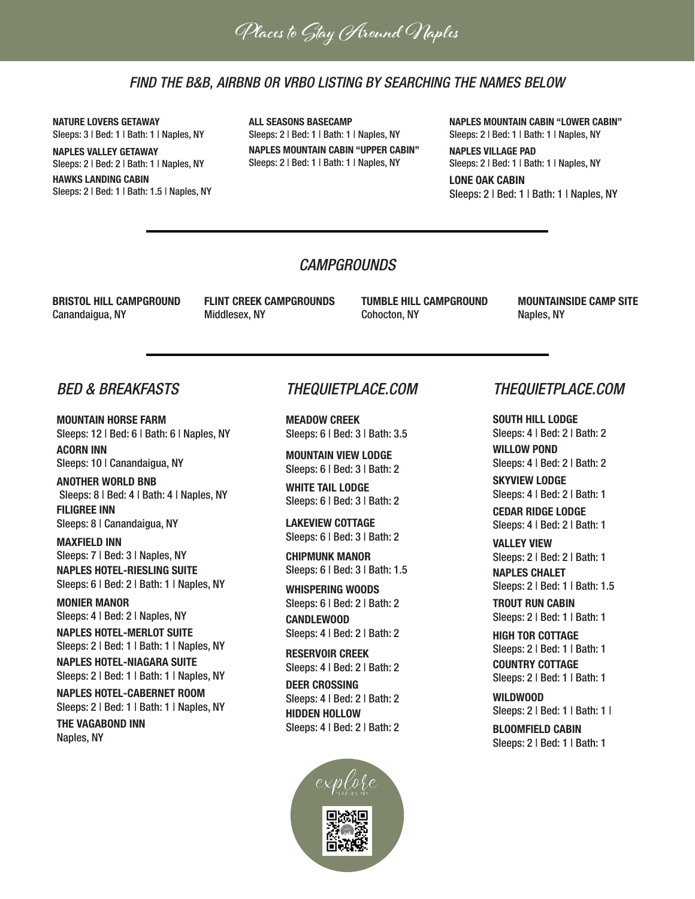# Places to Stay Around Naples

*FIND THE B&B, AIRBNB OR VRBO LISTING BY SEARCHING THE NAMES BELOW*

**NATURE LOVERS GETAWAY**
Sleeps: 3 | Bed: 1 | Bath: 1 | Naples, NY

**NAPLES VALLEY GETAWAY**
Sleeps: 2 | Bed: 2 | Bath: 1 | Naples, NY

**HAWKS LANDING CABIN**
Sleeps: 2 | Bed: 1 | Bath: 1.5 | Naples, NY

**ALL SEASONS BASECAMP**
Sleeps: 2 | Bed: 1 | Bath: 1 | Naples, NY

**NAPLES MOUNTAIN CABIN "UPPER CABIN"**
Sleeps: 2 | Bed: 1 | Bath: 1 | Naples, NY

**NAPLES MOUNTAIN CABIN "LOWER CABIN"**
Sleeps: 2 | Bed: 1 | Bath: 1 | Naples, NY

**NAPLES VILLAGE PAD**
Sleeps: 2 | Bed: 1 | Bath: 1 | Naples, NY

**LONE OAK CABIN**
Sleeps: 2 | Bed: 1 | Bath: 1 | Naples, NY

---

## *CAMPGROUNDS*

**BRISTOL HILL CAMPGROUND**
Canandaigua, NY

**FLINT CREEK CAMPGROUNDS**
Middlesex, NY

**TUMBLE HILL CAMPGROUND**
Cohocton, NY

**MOUNTAINSIDE CAMP SITE**
Naples, NY

---

## *BED & BREAKFASTS*

**MOUNTAIN HORSE FARM**
Sleeps: 12 | Bed: 6 | Bath: 6 | Naples, NY

**ACORN INN**
Sleeps: 10 | Canandaigua, NY

**ANOTHER WORLD BNB**
Sleeps: 8 | Bed: 4 | Bath: 4 | Naples, NY

**FILIGREE INN**
Sleeps: 8 | Canandaigua, NY

**MAXFIELD INN**
Sleeps: 7 | Bed: 3 | Naples, NY

**NAPLES HOTEL-RIESLING SUITE**
Sleeps: 6 | Bed: 2 | Bath: 1 | Naples, NY

**MONIER MANOR**
Sleeps: 4 | Bed: 2 | Naples, NY

**NAPLES HOTEL-MERLOT SUITE**
Sleeps: 2 | Bed: 1 | Bath: 1 | Naples, NY

**NAPLES HOTEL-NIAGARA SUITE**
Sleeps: 2 | Bed: 1 | Bath: 1 | Naples, NY

**NAPLES HOTEL-CABERNET ROOM**
Sleeps: 2 | Bed: 1 | Bath: 1 | Naples, NY

**THE VAGABOND INN**
Naples, NY

## *THEQUIETPLACE.COM*

**MEADOW CREEK**
Sleeps: 6 | Bed: 3 | Bath: 3.5

**MOUNTAIN VIEW LODGE**
Sleeps: 6 | Bed: 3 | Bath: 2

**WHITE TAIL LODGE**
Sleeps: 6 | Bed: 3 | Bath: 2

**LAKEVIEW COTTAGE**
Sleeps: 6 | Bed: 3 | Bath: 2

**CHIPMUNK MANOR**
Sleeps: 6 | Bed: 3 | Bath: 1.5

**WHISPERING WOODS**
Sleeps: 6 | Bed: 2 | Bath: 2

**CANDLEWOOD**
Sleeps: 4 | Bed: 2 | Bath: 2

**RESERVOIR CREEK**
Sleeps: 4 | Bed: 2 | Bath: 2

**DEER CROSSING**
Sleeps: 4 | Bed: 2 | Bath: 2

**HIDDEN HOLLOW**
Sleeps: 4 | Bed: 2 | Bath: 2

## *THEQUIETPLACE.COM*

**SOUTH HILL LODGE**
Sleeps: 4 | Bed: 2 | Bath: 2

**WILLOW POND**
Sleeps: 4 | Bed: 2 | Bath: 2

**SKYVIEW LODGE**
Sleeps: 4 | Bed: 2 | Bath: 1

**CEDAR RIDGE LODGE**
Sleeps: 4 | Bed: 2 | Bath: 1

**VALLEY VIEW**
Sleeps: 2 | Bed: 2 | Bath: 1

**NAPLES CHALET**
Sleeps: 2 | Bed: 1 | Bath: 1.5

**TROUT RUN CABIN**
Sleeps: 2 | Bed: 1 | Bath: 1

**HIGH TOR COTTAGE**
Sleeps: 2 | Bed: 1 | Bath: 1

**COUNTRY COTTAGE**
Sleeps: 2 | Bed: 1 | Bath: 1

**WILDWOOD**
Sleeps: 2 | Bed: 1 | Bath: 1 |

**BLOOMFIELD CABIN**
Sleeps: 2 | Bed: 1 | Bath: 1

explore
NAPLES NY